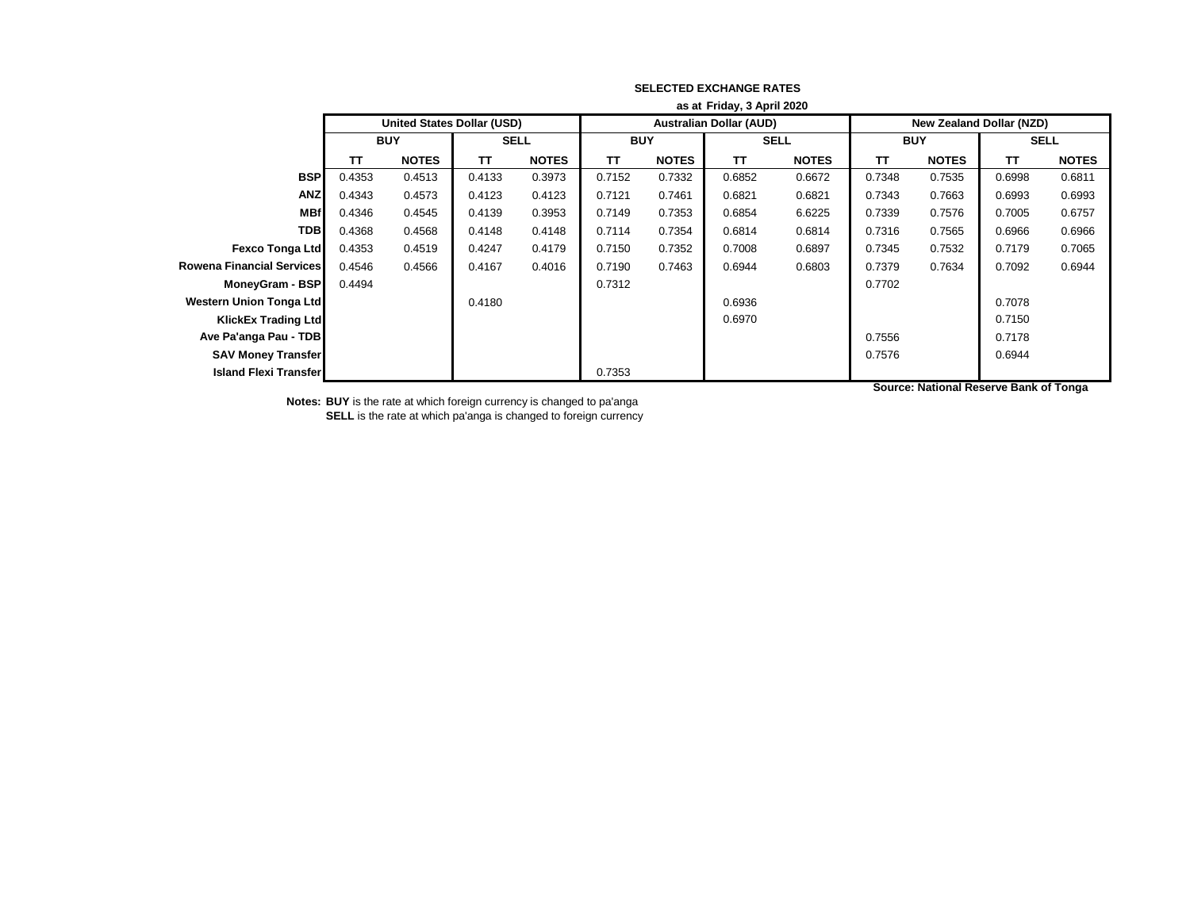**SELECTED EXCHANGE RATES**

**as at Friday, 3 April 2020**

| | United States Dollar (USD) | | | | Australian Dollar (AUD) | | | | New Zealand Dollar (NZD) | | | |
|---|---|---|---|---|---|---|---|---|---|---|---|---|
| | BUY | | SELL | | BUY | | SELL | | BUY | | SELL | |
| | TT | NOTES | TT | NOTES | TT | NOTES | TT | NOTES | TT | NOTES | TT | NOTES |
| **BSP** | 0.4353 | 0.4513 | 0.4133 | 0.3973 | 0.7152 | 0.7332 | 0.6852 | 0.6672 | 0.7348 | 0.7535 | 0.6998 | 0.6811 |
| **ANZ** | 0.4343 | 0.4573 | 0.4123 | 0.4123 | 0.7121 | 0.7461 | 0.6821 | 0.6821 | 0.7343 | 0.7663 | 0.6993 | 0.6993 |
| **MBf** | 0.4346 | 0.4545 | 0.4139 | 0.3953 | 0.7149 | 0.7353 | 0.6854 | 6.6225 | 0.7339 | 0.7576 | 0.7005 | 0.6757 |
| **TDB** | 0.4368 | 0.4568 | 0.4148 | 0.4148 | 0.7114 | 0.7354 | 0.6814 | 0.6814 | 0.7316 | 0.7565 | 0.6966 | 0.6966 |
| **Fexco Tonga Ltd** | 0.4353 | 0.4519 | 0.4247 | 0.4179 | 0.7150 | 0.7352 | 0.7008 | 0.6897 | 0.7345 | 0.7532 | 0.7179 | 0.7065 |
| **Rowena Financial Services** | 0.4546 | 0.4566 | 0.4167 | 0.4016 | 0.7190 | 0.7463 | 0.6944 | 0.6803 | 0.7379 | 0.7634 | 0.7092 | 0.6944 |
| **MoneyGram - BSP** | 0.4494 | | | | 0.7312 | | | | 0.7702 | | | |
| **Western Union Tonga Ltd** | | | 0.4180 | | | | 0.6936 | | | | 0.7078 | |
| **KlickEx Trading Ltd** | | | | | | | 0.6970 | | | | 0.7150 | |
| **Ave Pa'anga Pau - TDB** | | | | | | | | | 0.7556 | | 0.7178 | |
| **SAV Money Transfer** | | | | | | | | | 0.7576 | | 0.6944 | |
| **Island Flexi Transfer** | | | | | 0.7353 | | | | | | | |

**Source: National Reserve Bank of Tonga**

**Notes:** **BUY** is the rate at which foreign currency is changed to pa'anga
**SELL** is the rate at which pa'anga is changed to foreign currency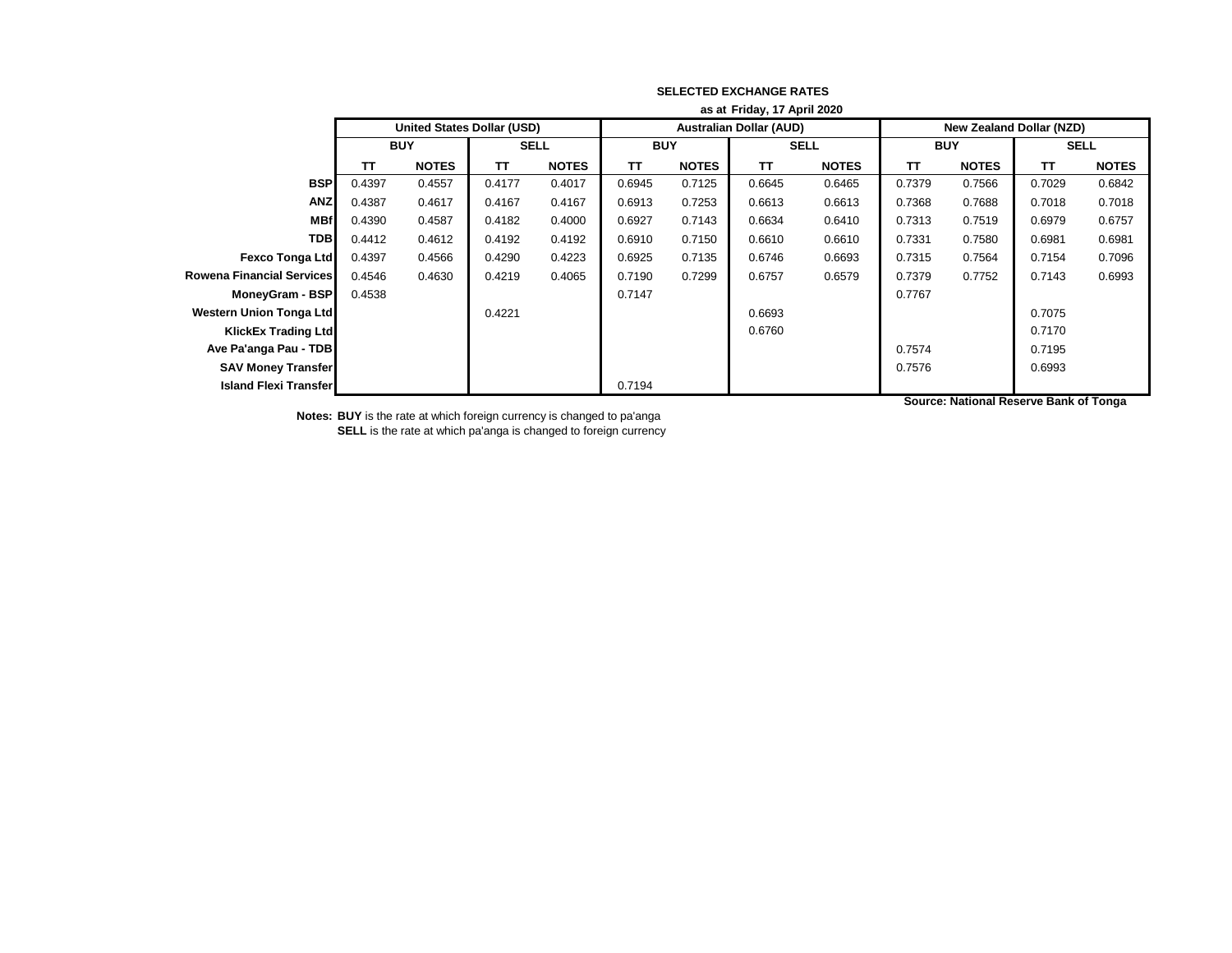**SELECTED EXCHANGE RATES**

**as at Friday, 17 April 2020**

| | United States Dollar (USD) | | | | Australian Dollar (AUD) | | | | New Zealand Dollar (NZD) | | | |
|---|---|---|---|---|---|---|---|---|---|---|---|---|
| | BUY | | SELL | | BUY | | SELL | | BUY | | SELL | |
| | TT | NOTES | TT | NOTES | TT | NOTES | TT | NOTES | TT | NOTES | TT | NOTES |
| **BSP** | 0.4397 | 0.4557 | 0.4177 | 0.4017 | 0.6945 | 0.7125 | 0.6645 | 0.6465 | 0.7379 | 0.7566 | 0.7029 | 0.6842 |
| **ANZ** | 0.4387 | 0.4617 | 0.4167 | 0.4167 | 0.6913 | 0.7253 | 0.6613 | 0.6613 | 0.7368 | 0.7688 | 0.7018 | 0.7018 |
| **MBf** | 0.4390 | 0.4587 | 0.4182 | 0.4000 | 0.6927 | 0.7143 | 0.6634 | 0.6410 | 0.7313 | 0.7519 | 0.6979 | 0.6757 |
| **TDB** | 0.4412 | 0.4612 | 0.4192 | 0.4192 | 0.6910 | 0.7150 | 0.6610 | 0.6610 | 0.7331 | 0.7580 | 0.6981 | 0.6981 |
| **Fexco Tonga Ltd** | 0.4397 | 0.4566 | 0.4290 | 0.4223 | 0.6925 | 0.7135 | 0.6746 | 0.6693 | 0.7315 | 0.7564 | 0.7154 | 0.7096 |
| **Rowena Financial Services** | 0.4546 | 0.4630 | 0.4219 | 0.4065 | 0.7190 | 0.7299 | 0.6757 | 0.6579 | 0.7379 | 0.7752 | 0.7143 | 0.6993 |
| **MoneyGram - BSP** | 0.4538 | | | | 0.7147 | | | | 0.7767 | | | |
| **Western Union Tonga Ltd** | | | 0.4221 | | | | 0.6693 | | | | 0.7075 | |
| **KlickEx Trading Ltd** | | | | | | | 0.6760 | | | | 0.7170 | |
| **Ave Pa'anga Pau - TDB** | | | | | | | | | 0.7574 | | 0.7195 | |
| **SAV Money Transfer** | | | | | | | | | 0.7576 | | 0.6993 | |
| **Island Flexi Transfer** | | | | | 0.7194 | | | | | | | |

**Source: National Reserve Bank of Tonga**

**Notes: BUY** is the rate at which foreign currency is changed to pa'anga
**SELL** is the rate at which pa'anga is changed to foreign currency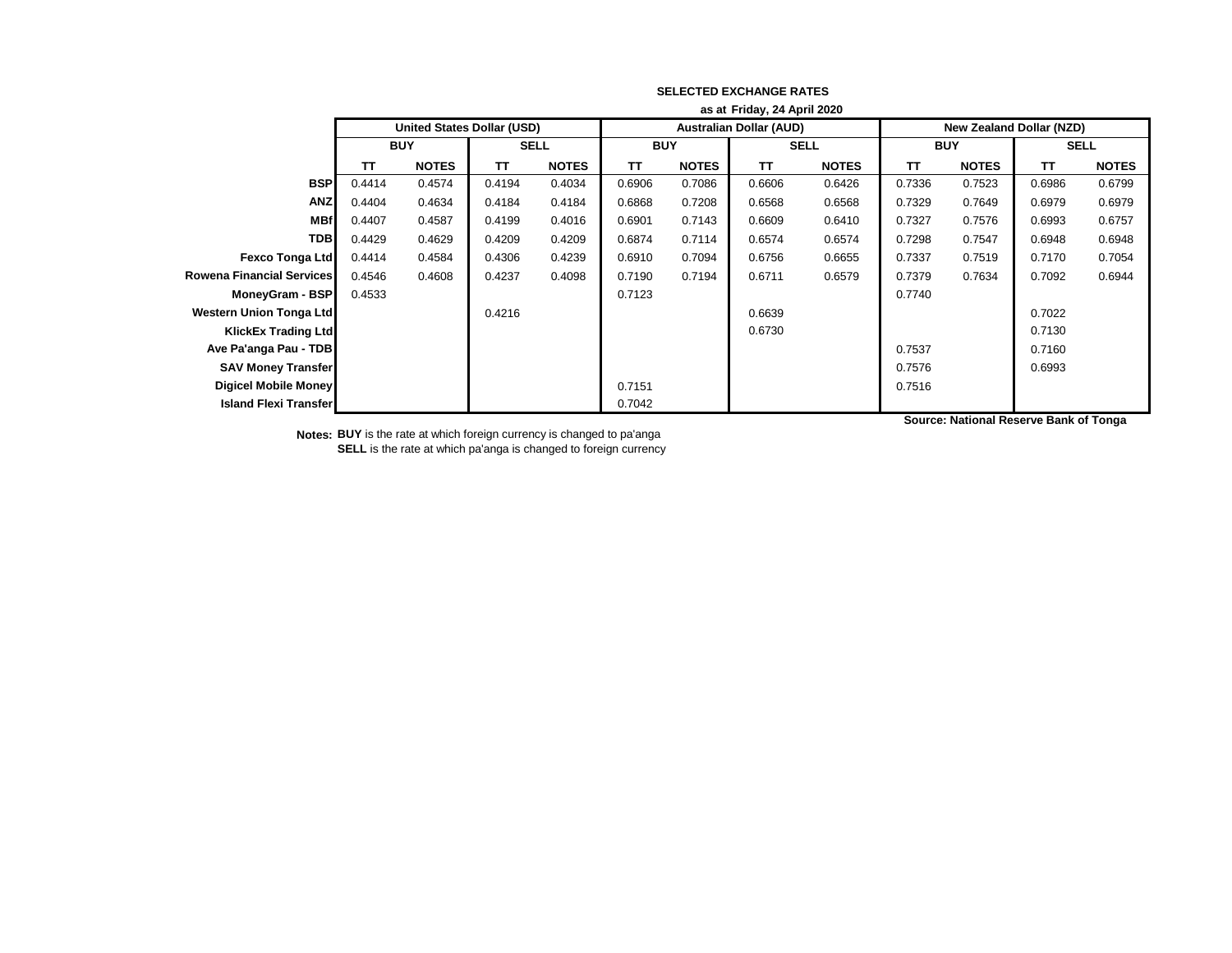**SELECTED EXCHANGE RATES**

**as at Friday, 24 April 2020**

| | United States Dollar (USD) | | | | Australian Dollar (AUD) | | | | New Zealand Dollar (NZD) | | | |
|---|---|---|---|---|---|---|---|---|---|---|---|---|
| | BUY | | SELL | | BUY | | SELL | | BUY | | SELL | |
| | TT | NOTES | TT | NOTES | TT | NOTES | TT | NOTES | TT | NOTES | TT | NOTES |
| **BSP** | 0.4414 | 0.4574 | 0.4194 | 0.4034 | 0.6906 | 0.7086 | 0.6606 | 0.6426 | 0.7336 | 0.7523 | 0.6986 | 0.6799 |
| **ANZ** | 0.4404 | 0.4634 | 0.4184 | 0.4184 | 0.6868 | 0.7208 | 0.6568 | 0.6568 | 0.7329 | 0.7649 | 0.6979 | 0.6979 |
| **MBf** | 0.4407 | 0.4587 | 0.4199 | 0.4016 | 0.6901 | 0.7143 | 0.6609 | 0.6410 | 0.7327 | 0.7576 | 0.6993 | 0.6757 |
| **TDB** | 0.4429 | 0.4629 | 0.4209 | 0.4209 | 0.6874 | 0.7114 | 0.6574 | 0.6574 | 0.7298 | 0.7547 | 0.6948 | 0.6948 |
| **Fexco Tonga Ltd** | 0.4414 | 0.4584 | 0.4306 | 0.4239 | 0.6910 | 0.7094 | 0.6756 | 0.6655 | 0.7337 | 0.7519 | 0.7170 | 0.7054 |
| **Rowena Financial Services** | 0.4546 | 0.4608 | 0.4237 | 0.4098 | 0.7190 | 0.7194 | 0.6711 | 0.6579 | 0.7379 | 0.7634 | 0.7092 | 0.6944 |
| **MoneyGram - BSP** | 0.4533 | | | | 0.7123 | | | | 0.7740 | | | |
| **Western Union Tonga Ltd** | | | 0.4216 | | | | 0.6639 | | | | 0.7022 | |
| **KlickEx Trading Ltd** | | | | | | | 0.6730 | | | | 0.7130 | |
| **Ave Pa'anga Pau - TDB** | | | | | | | | | 0.7537 | | 0.7160 | |
| **SAV Money Transfer** | | | | | | | | | 0.7576 | | 0.6993 | |
| **Digicel Mobile Money** | | | | | 0.7151 | | | | 0.7516 | | | |
| **Island Flexi Transfer** | | | | | 0.7042 | | | | | | | |

**Source: National Reserve Bank of Tonga**

**Notes:** **BUY** is the rate at which foreign currency is changed to pa'anga
**SELL** is the rate at which pa'anga is changed to foreign currency